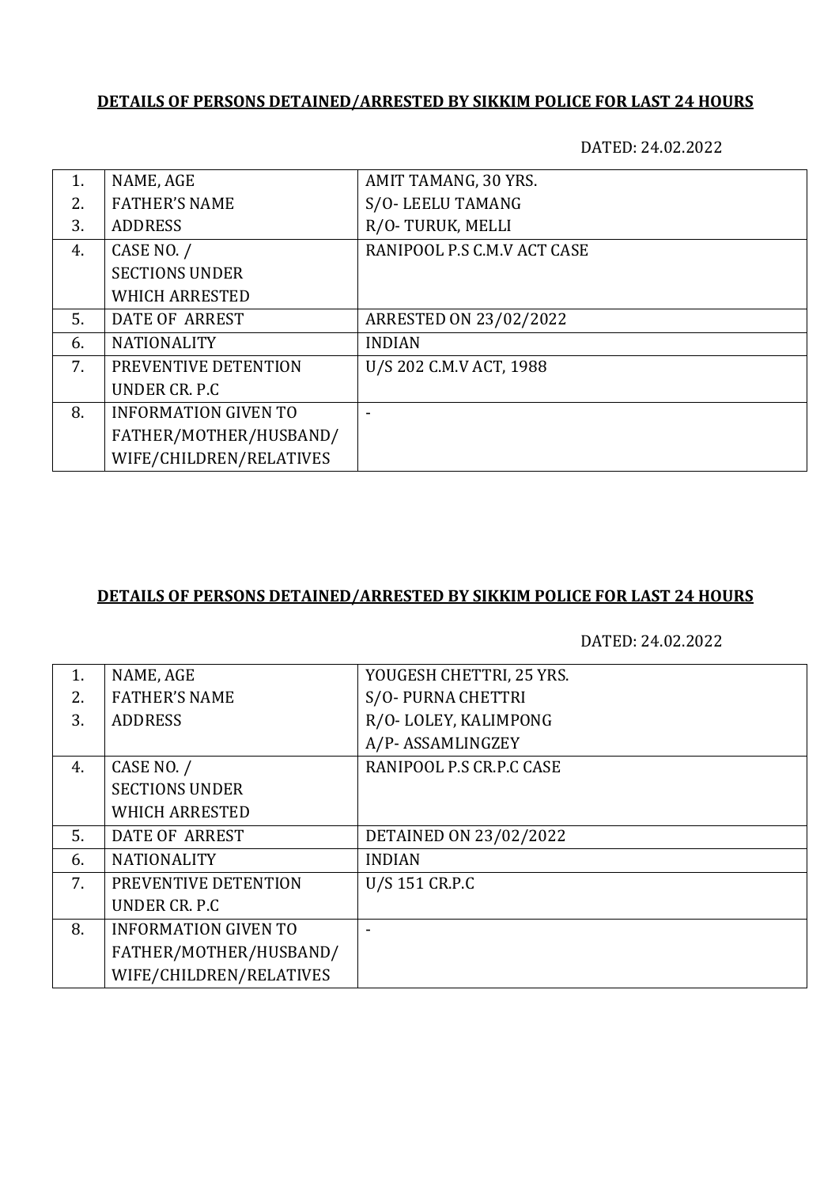**DETAILS OF PERSONS DETAINED/ARRESTED BY SIKKIM POLICE FOR LAST 24 HOURS**

DATED: 24.02.2022

| | | |
|---|---|---|
| 1. | NAME, AGE | AMIT TAMANG, 30 YRS. |
| 2. | FATHER'S NAME | S/O- LEELU TAMANG |
| 3. | ADDRESS | R/O- TURUK, MELLI |
| 4. | CASE NO. / SECTIONS UNDER WHICH ARRESTED | RANIPOOL P.S C.M.V ACT CASE |
| 5. | DATE OF ARREST | ARRESTED ON 23/02/2022 |
| 6. | NATIONALITY | INDIAN |
| 7. | PREVENTIVE DETENTION UNDER CR. P.C | U/S 202 C.M.V ACT, 1988 |
| 8. | INFORMATION GIVEN TO FATHER/MOTHER/HUSBAND/ WIFE/CHILDREN/RELATIVES | - |

**DETAILS OF PERSONS DETAINED/ARRESTED BY SIKKIM POLICE FOR LAST 24 HOURS**

DATED: 24.02.2022

| | | |
|---|---|---|
| 1. | NAME, AGE | YOUGESH CHETTRI, 25 YRS. |
| 2. | FATHER'S NAME | S/O- PURNA CHETTRI |
| 3. | ADDRESS | R/O- LOLEY, KALIMPONG A/P- ASSAMLINGZEY |
| 4. | CASE NO. / SECTIONS UNDER WHICH ARRESTED | RANIPOOL P.S CR.P.C CASE |
| 5. | DATE OF ARREST | DETAINED ON 23/02/2022 |
| 6. | NATIONALITY | INDIAN |
| 7. | PREVENTIVE DETENTION UNDER CR. P.C | U/S 151 CR.P.C |
| 8. | INFORMATION GIVEN TO FATHER/MOTHER/HUSBAND/ WIFE/CHILDREN/RELATIVES | - |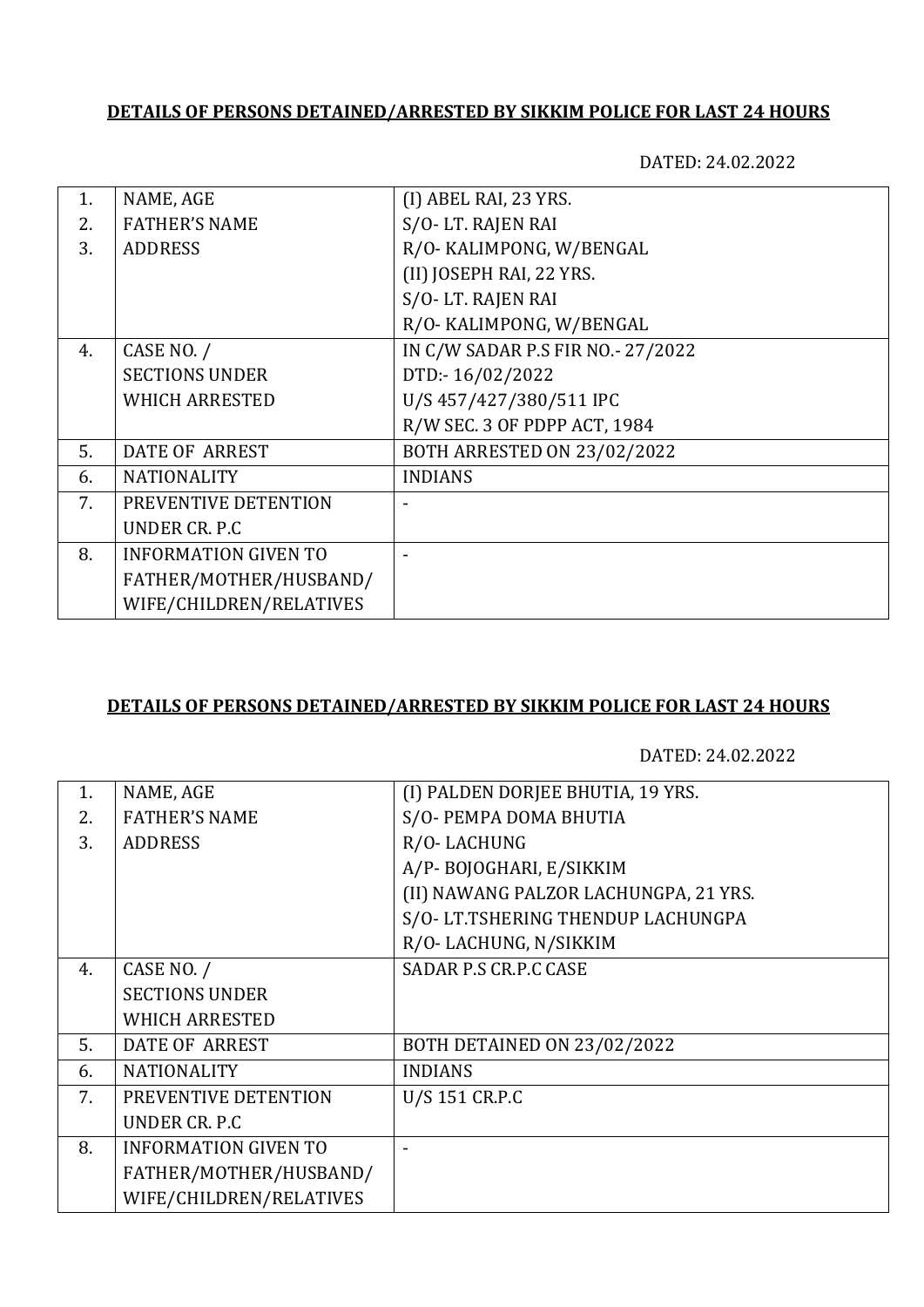**DETAILS OF PERSONS DETAINED/ARRESTED BY SIKKIM POLICE FOR LAST 24 HOURS**

DATED: 24.02.2022

| | | |
|---|---|---|
| 1.<br>2.<br>3. | NAME, AGE<br>FATHER'S NAME<br>ADDRESS | (I) ABEL RAI, 23 YRS.<br>S/O- LT. RAJEN RAI<br>R/O- KALIMPONG, W/BENGAL<br>(II) JOSEPH RAI, 22 YRS.<br>S/O- LT. RAJEN RAI<br>R/O- KALIMPONG, W/BENGAL |
| 4. | CASE NO. /<br>SECTIONS UNDER<br>WHICH ARRESTED | IN C/W SADAR P.S FIR NO.- 27/2022<br>DTD:- 16/02/2022<br>U/S 457/427/380/511 IPC<br>R/W SEC. 3 OF PDPP ACT, 1984 |
| 5. | DATE OF ARREST | BOTH ARRESTED ON 23/02/2022 |
| 6. | NATIONALITY | INDIANS |
| 7. | PREVENTIVE DETENTION<br>UNDER CR. P.C | - |
| 8. | INFORMATION GIVEN TO<br>FATHER/MOTHER/HUSBAND/<br>WIFE/CHILDREN/RELATIVES | - |

**DETAILS OF PERSONS DETAINED/ARRESTED BY SIKKIM POLICE FOR LAST 24 HOURS**

DATED: 24.02.2022

| | | |
|---|---|---|
| 1.<br>2.<br>3. | NAME, AGE<br>FATHER'S NAME<br>ADDRESS | (I) PALDEN DORJEE BHUTIA, 19 YRS.<br>S/O- PEMPA DOMA BHUTIA<br>R/O- LACHUNG<br>A/P- BOJOGHARI, E/SIKKIM<br>(II) NAWANG PALZOR LACHUNGPA, 21 YRS.<br>S/O- LT.TSHERING THENDUP LACHUNGPA<br>R/O- LACHUNG, N/SIKKIM |
| 4. | CASE NO. /<br>SECTIONS UNDER<br>WHICH ARRESTED | SADAR P.S CR.P.C CASE |
| 5. | DATE OF ARREST | BOTH DETAINED ON 23/02/2022 |
| 6. | NATIONALITY | INDIANS |
| 7. | PREVENTIVE DETENTION<br>UNDER CR. P.C | U/S 151 CR.P.C |
| 8. | INFORMATION GIVEN TO<br>FATHER/MOTHER/HUSBAND/<br>WIFE/CHILDREN/RELATIVES | - |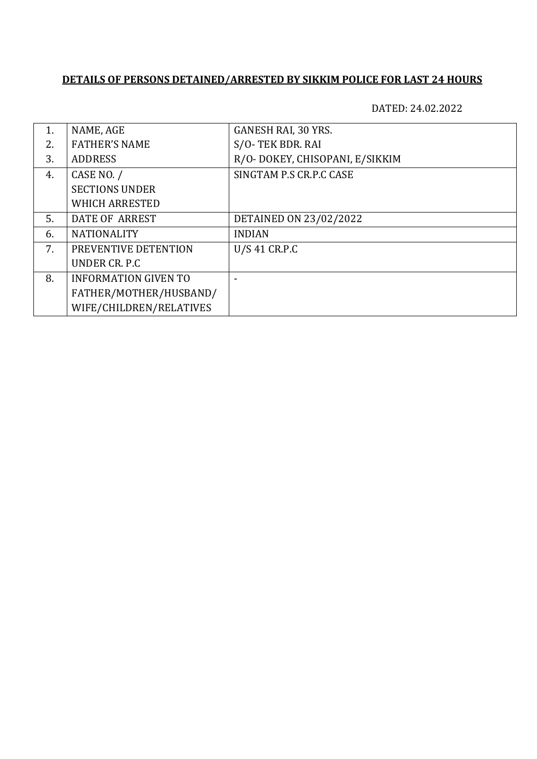**DETAILS OF PERSONS DETAINED/ARRESTED BY SIKKIM POLICE FOR LAST 24 HOURS**

DATED: 24.02.2022

| | | |
|---|---|---|
| 1. | NAME, AGE | GANESH RAI, 30 YRS. |
| 2. | FATHER'S NAME | S/O- TEK BDR. RAI |
| 3. | ADDRESS | R/O- DOKEY, CHISOPANI, E/SIKKIM |
| 4. | CASE NO. / SECTIONS UNDER WHICH ARRESTED | SINGTAM P.S CR.P.C CASE |
| 5. | DATE OF ARREST | DETAINED ON 23/02/2022 |
| 6. | NATIONALITY | INDIAN |
| 7. | PREVENTIVE DETENTION UNDER CR. P.C | U/S 41 CR.P.C |
| 8. | INFORMATION GIVEN TO FATHER/MOTHER/HUSBAND/ WIFE/CHILDREN/RELATIVES | - |